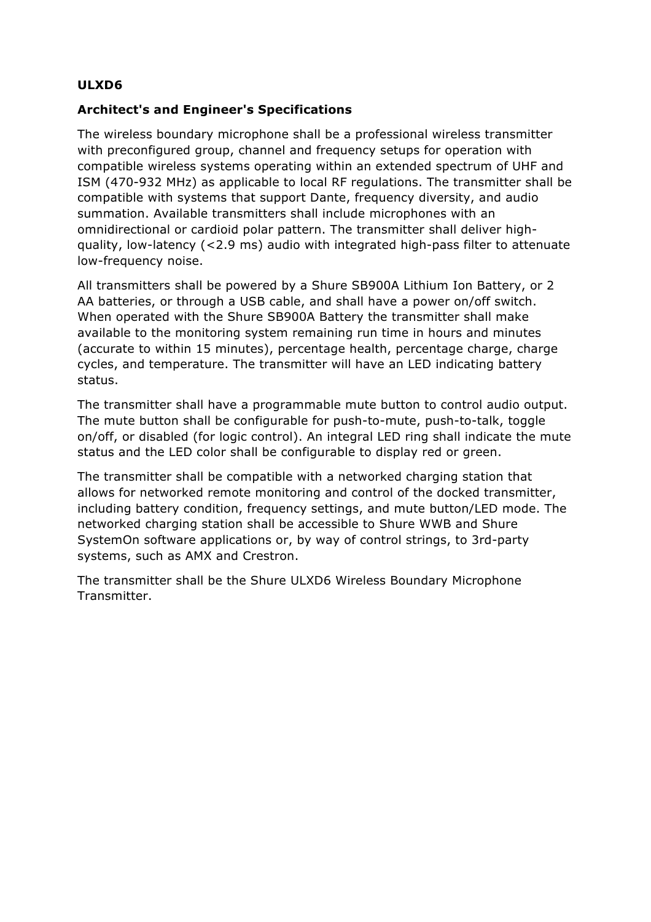**ULXD6**

**Architect's and Engineer's Specifications**

The wireless boundary microphone shall be a professional wireless transmitter with preconfigured group, channel and frequency setups for operation with compatible wireless systems operating within an extended spectrum of UHF and ISM (470-932 MHz) as applicable to local RF regulations. The transmitter shall be compatible with systems that support Dante, frequency diversity, and audio summation. Available transmitters shall include microphones with an omnidirectional or cardioid polar pattern. The transmitter shall deliver high-quality, low-latency (<2.9 ms) audio with integrated high-pass filter to attenuate low-frequency noise.

All transmitters shall be powered by a Shure SB900A Lithium Ion Battery, or 2 AA batteries, or through a USB cable, and shall have a power on/off switch. When operated with the Shure SB900A Battery the transmitter shall make available to the monitoring system remaining run time in hours and minutes (accurate to within 15 minutes), percentage health, percentage charge, charge cycles, and temperature. The transmitter will have an LED indicating battery status.

The transmitter shall have a programmable mute button to control audio output. The mute button shall be configurable for push-to-mute, push-to-talk, toggle on/off, or disabled (for logic control). An integral LED ring shall indicate the mute status and the LED color shall be configurable to display red or green.

The transmitter shall be compatible with a networked charging station that allows for networked remote monitoring and control of the docked transmitter, including battery condition, frequency settings, and mute button/LED mode. The networked charging station shall be accessible to Shure WWB and Shure SystemOn software applications or, by way of control strings, to 3rd-party systems, such as AMX and Crestron.

The transmitter shall be the Shure ULXD6 Wireless Boundary Microphone Transmitter.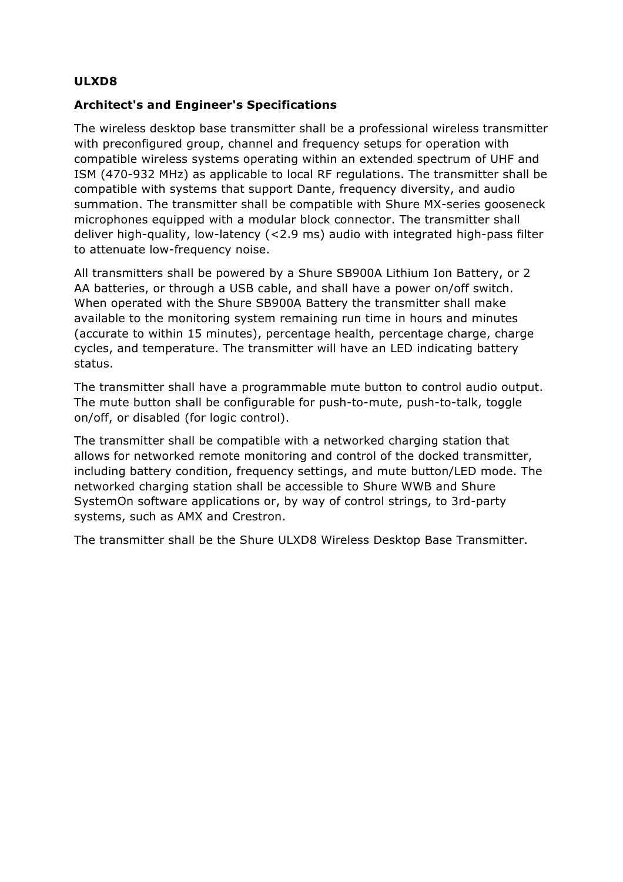**ULXD8**

**Architect's and Engineer's Specifications**

The wireless desktop base transmitter shall be a professional wireless transmitter with preconfigured group, channel and frequency setups for operation with compatible wireless systems operating within an extended spectrum of UHF and ISM (470-932 MHz) as applicable to local RF regulations. The transmitter shall be compatible with systems that support Dante, frequency diversity, and audio summation. The transmitter shall be compatible with Shure MX-series gooseneck microphones equipped with a modular block connector. The transmitter shall deliver high-quality, low-latency (<2.9 ms) audio with integrated high-pass filter to attenuate low-frequency noise.

All transmitters shall be powered by a Shure SB900A Lithium Ion Battery, or 2 AA batteries, or through a USB cable, and shall have a power on/off switch. When operated with the Shure SB900A Battery the transmitter shall make available to the monitoring system remaining run time in hours and minutes (accurate to within 15 minutes), percentage health, percentage charge, charge cycles, and temperature. The transmitter will have an LED indicating battery status.

The transmitter shall have a programmable mute button to control audio output. The mute button shall be configurable for push-to-mute, push-to-talk, toggle on/off, or disabled (for logic control).

The transmitter shall be compatible with a networked charging station that allows for networked remote monitoring and control of the docked transmitter, including battery condition, frequency settings, and mute button/LED mode. The networked charging station shall be accessible to Shure WWB and Shure SystemOn software applications or, by way of control strings, to 3rd-party systems, such as AMX and Crestron.

The transmitter shall be the Shure ULXD8 Wireless Desktop Base Transmitter.